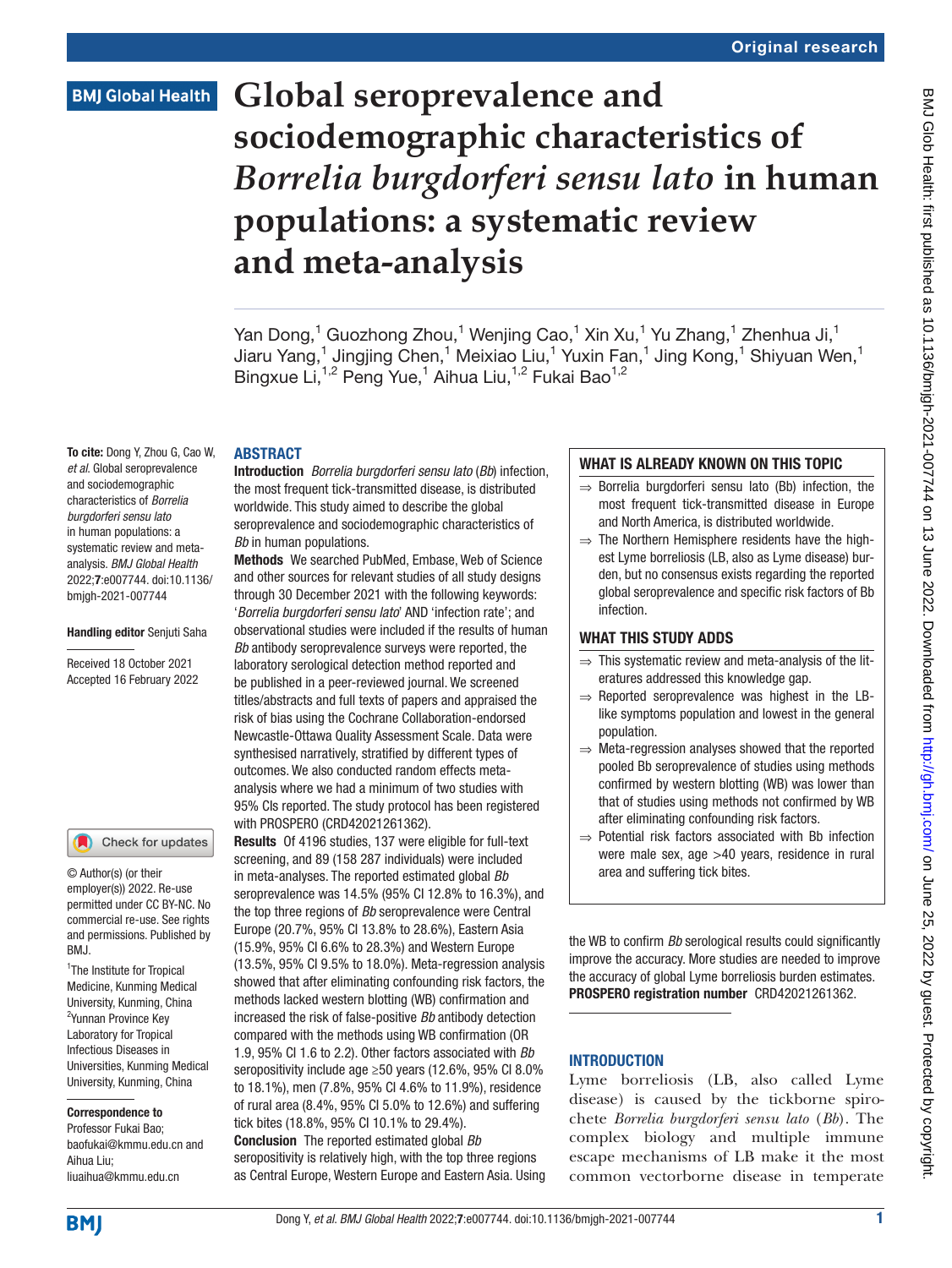# Global seroprevalence and sociodemographic characteristics of *Borrelia burgdorferi sensu lato* in human populations: a systematic review and meta-analysis

Yan Dong,[1] Guozhong Zhou,[1] Wenjing Cao,[1] Xin Xu,[1] Yu Zhang,[1] Zhenhua Ji,[1] Jiaru Yang,[1] Jingjing Chen,[1] Meixiao Liu,[1] Yuxin Fan,[1] Jing Kong,[1] Shiyuan Wen,[1] Bingxue Li,[1,2] Peng Yue,[1] Aihua Liu,[1,2] Fukai Bao[1,2]

**To cite:** Dong Y, Zhou G, Cao W, *et al*. Global seroprevalence and sociodemographic characteristics of *Borrelia burgdorferi sensu lato* in human populations: a systematic review and meta-analysis. *BMJ Global Health* 2022;**7**:e007744. doi:10.1136/bmjgh-2021-007744

**Handling editor** Senjuti Saha

Received 18 October 2021
Accepted 16 February 2022

© Author(s) (or their employer(s)) 2022. Re-use permitted under CC BY-NC. No commercial re-use. See rights and permissions. Published by BMJ.

[1]The Institute for Tropical Medicine, Kunming Medical University, Kunming, China
[2]Yunnan Province Key Laboratory for Tropical Infectious Diseases in Universities, Kunming Medical University, Kunming, China

**Correspondence to**
Professor Fukai Bao; baofukai@kmmu.edu.cn and Aihua Liu; liuaihua@kmmu.edu.cn

## ABSTRACT

**Introduction** *Borrelia burgdorferi sensu lato* (*Bb*) infection, the most frequent tick-transmitted disease, is distributed worldwide. This study aimed to describe the global seroprevalence and sociodemographic characteristics of *Bb* in human populations.

**Methods** We searched PubMed, Embase, Web of Science and other sources for relevant studies of all study designs through 30 December 2021 with the following keywords: '*Borrelia burgdorferi sensu lato*' AND 'infection rate'; and observational studies were included if the results of human *Bb* antibody seroprevalence surveys were reported, the laboratory serological detection method reported and be published in a peer-reviewed journal. We screened titles/abstracts and full texts of papers and appraised the risk of bias using the Cochrane Collaboration-endorsed Newcastle-Ottawa Quality Assessment Scale. Data were synthesised narratively, stratified by different types of outcomes. We also conducted random effects meta-analysis where we had a minimum of two studies with 95% CIs reported. The study protocol has been registered with PROSPERO (CRD42021261362).

**Results** Of 4196 studies, 137 were eligible for full-text screening, and 89 (158 287 individuals) were included in meta-analyses. The reported estimated global *Bb* seroprevalence was 14.5% (95% CI 12.8% to 16.3%), and the top three regions of *Bb* seroprevalence were Central Europe (20.7%, 95% CI 13.8% to 28.6%), Eastern Asia (15.9%, 95% CI 6.6% to 28.3%) and Western Europe (13.5%, 95% CI 9.5% to 18.0%). Meta-regression analysis showed that after eliminating confounding risk factors, the methods lacked western blotting (WB) confirmation and increased the risk of false-positive *Bb* antibody detection compared with the methods using WB confirmation (OR 1.9, 95% CI 1.6 to 2.2). Other factors associated with *Bb* seropositivity include age ≥50 years (12.6%, 95% CI 8.0% to 18.1%), men (7.8%, 95% CI 4.6% to 11.9%), residence of rural area (8.4%, 95% CI 5.0% to 12.6%) and suffering tick bites (18.8%, 95% CI 10.1% to 29.4%).

**Conclusion** The reported estimated global *Bb* seropositivity is relatively high, with the top three regions as Central Europe, Western Europe and Eastern Asia. Using the WB to confirm *Bb* serological results could significantly improve the accuracy. More studies are needed to improve the accuracy of global Lyme borreliosis burden estimates.

**PROSPERO registration number** CRD42021261362.

### WHAT IS ALREADY KNOWN ON THIS TOPIC

- ⇒ Borrelia burgdorferi sensu lato (Bb) infection, the most frequent tick-transmitted disease in Europe and North America, is distributed worldwide.
- ⇒ The Northern Hemisphere residents have the highest Lyme borreliosis (LB, also as Lyme disease) burden, but no consensus exists regarding the reported global seroprevalence and specific risk factors of Bb infection.

### WHAT THIS STUDY ADDS

- ⇒ This systematic review and meta-analysis of the literatures addressed this knowledge gap.
- ⇒ Reported seroprevalence was highest in the LB-like symptoms population and lowest in the general population.
- ⇒ Meta-regression analyses showed that the reported pooled Bb seroprevalence of studies using methods confirmed by western blotting (WB) was lower than that of studies using methods not confirmed by WB after eliminating confounding risk factors.
- ⇒ Potential risk factors associated with Bb infection were male sex, age >40 years, residence in rural area and suffering tick bites.

## INTRODUCTION

Lyme borreliosis (LB, also called Lyme disease) is caused by the tickborne spirochete *Borrelia burgdorferi sensu lato* (*Bb*). The complex biology and multiple immune escape mechanisms of LB make it the most common vectorborne disease in temperate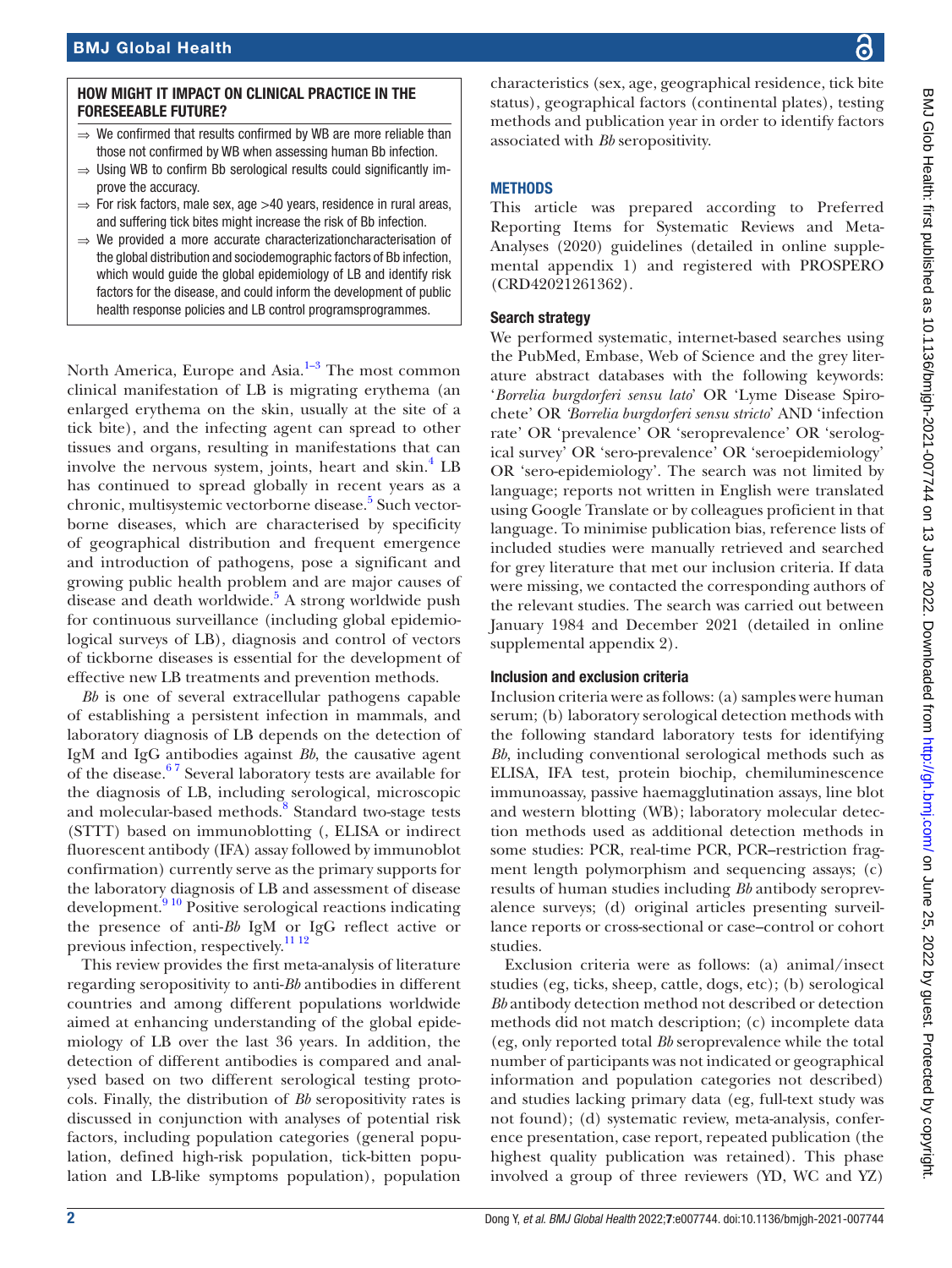### HOW MIGHT IT IMPACT ON CLINICAL PRACTICE IN THE FORESEEABLE FUTURE?

- ⇒ We confirmed that results confirmed by WB are more reliable than those not confirmed by WB when assessing human Bb infection.
- ⇒ Using WB to confirm Bb serological results could significantly improve the accuracy.
- ⇒ For risk factors, male sex, age >40 years, residence in rural areas, and suffering tick bites might increase the risk of Bb infection.
- ⇒ We provided a more accurate characterizationcharacterisation of the global distribution and sociodemographic factors of Bb infection, which would guide the global epidemiology of LB and identify risk factors for the disease, and could inform the development of public health response policies and LB control programsprogrammes.

North America, Europe and Asia.[1–3] The most common clinical manifestation of LB is migrating erythema (an enlarged erythema on the skin, usually at the site of a tick bite), and the infecting agent can spread to other tissues and organs, resulting in manifestations that can involve the nervous system, joints, heart and skin.[4] LB has continued to spread globally in recent years as a chronic, multisystemic vectorborne disease.[5] Such vectorborne diseases, which are characterised by specificity of geographical distribution and frequent emergence and introduction of pathogens, pose a significant and growing public health problem and are major causes of disease and death worldwide.[5] A strong worldwide push for continuous surveillance (including global epidemiological surveys of LB), diagnosis and control of vectors of tickborne diseases is essential for the development of effective new LB treatments and prevention methods.

*Bb* is one of several extracellular pathogens capable of establishing a persistent infection in mammals, and laboratory diagnosis of LB depends on the detection of IgM and IgG antibodies against *Bb*, the causative agent of the disease.[6 7] Several laboratory tests are available for the diagnosis of LB, including serological, microscopic and molecular-based methods.[8] Standard two-stage tests (STTT) based on immunoblotting (, ELISA or indirect fluorescent antibody (IFA) assay followed by immunoblot confirmation) currently serve as the primary supports for the laboratory diagnosis of LB and assessment of disease development.[9 10] Positive serological reactions indicating the presence of anti-*Bb* IgM or IgG reflect active or previous infection, respectively.[11 12]

This review provides the first meta-analysis of literature regarding seropositivity to anti-*Bb* antibodies in different countries and among different populations worldwide aimed at enhancing understanding of the global epidemiology of LB over the last 36 years. In addition, the detection of different antibodies is compared and analysed based on two different serological testing protocols. Finally, the distribution of *Bb* seropositivity rates is discussed in conjunction with analyses of potential risk factors, including population categories (general population, defined high-risk population, tick-bitten population and LB-like symptoms population), population characteristics (sex, age, geographical residence, tick bite status), geographical factors (continental plates), testing methods and publication year in order to identify factors associated with *Bb* seropositivity.

## METHODS

This article was prepared according to Preferred Reporting Items for Systematic Reviews and Meta-Analyses (2020) guidelines (detailed in online supplemental appendix 1) and registered with PROSPERO (CRD42021261362).

### Search strategy

We performed systematic, internet-based searches using the PubMed, Embase, Web of Science and the grey literature abstract databases with the following keywords: '*Borrelia burgdorferi sensu lato*' OR 'Lyme Disease Spirochete' OR *'Borrelia burgdorferi sensu stricto*' AND 'infection rate' OR 'prevalence' OR 'seroprevalence' OR 'serological survey' OR 'sero-prevalence' OR 'seroepidemiology' OR 'sero-epidemiology'. The search was not limited by language; reports not written in English were translated using Google Translate or by colleagues proficient in that language. To minimise publication bias, reference lists of included studies were manually retrieved and searched for grey literature that met our inclusion criteria. If data were missing, we contacted the corresponding authors of the relevant studies. The search was carried out between January 1984 and December 2021 (detailed in online supplemental appendix 2).

### Inclusion and exclusion criteria

Inclusion criteria were as follows: (a) samples were human serum; (b) laboratory serological detection methods with the following standard tests for identifying *Bb*, including conventional serological methods such as ELISA, IFA test, protein biochip, chemiluminescence immunoassay, passive haemagglutination assays, line blot and western blotting (WB); laboratory molecular detection methods used as additional detection methods in some studies: PCR, real-time PCR, PCR–restriction fragment length polymorphism and sequencing assays; (c) results of human studies including *Bb* antibody seroprevalence surveys; (d) original articles presenting surveillance reports or cross-sectional or case–control or cohort studies.

Exclusion criteria were as follows: (a) animal/insect studies (eg, ticks, sheep, cattle, dogs, etc); (b) serological *Bb* antibody detection method not described or detection methods did not match description; (c) incomplete data (eg, only reported total *Bb* seroprevalence while the total number of participants was not indicated or geographical information and population categories not described) and studies lacking primary data (eg, full-text study was not found); (d) systematic review, meta-analysis, conference presentation, case report, repeated publication (the highest quality publication was retained). This phase involved a group of three reviewers (YD, WC and YZ)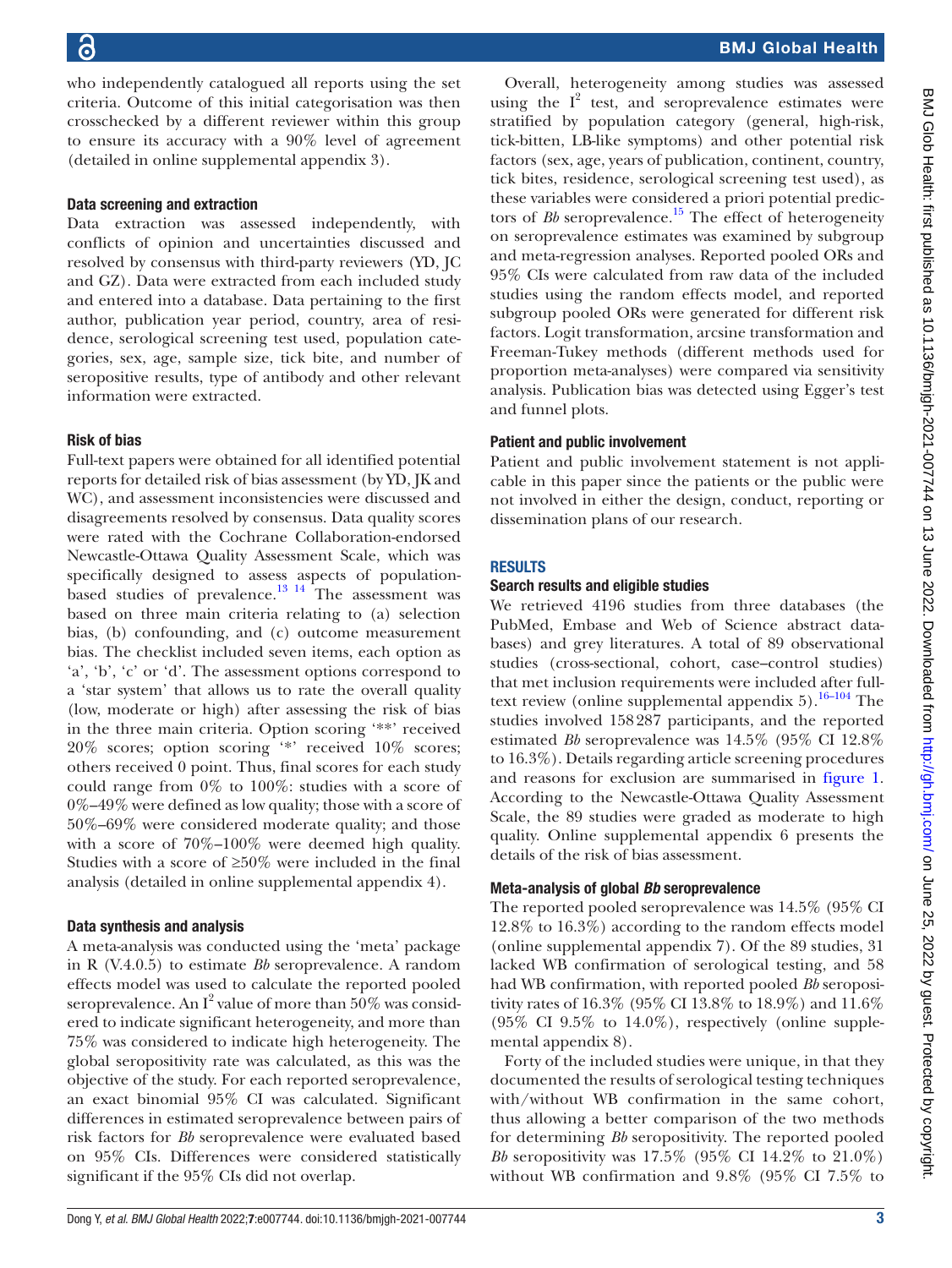who independently catalogued all reports using the set criteria. Outcome of this initial categorisation was then crosschecked by a different reviewer within this group to ensure its accuracy with a 90% level of agreement (detailed in online supplemental appendix 3).

### Data screening and extraction

Data extraction was assessed independently, with conflicts of opinion and uncertainties discussed and resolved by consensus with third-party reviewers (YD, JC and GZ). Data were extracted from each included study and entered into a database. Data pertaining to the first author, publication year period, country, area of residence, serological screening test used, population categories, sex, age, sample size, tick bite, and number of seropositive results, type of antibody and other relevant information were extracted.

### Risk of bias

Full-text papers were obtained for all identified potential reports for detailed risk of bias assessment (by YD, JK and WC), and assessment inconsistencies were discussed and disagreements resolved by consensus. Data quality scores were rated with the Cochrane Collaboration-endorsed Newcastle-Ottawa Quality Assessment Scale, which was specifically designed to assess aspects of population-based studies of prevalence.[13 14] The assessment was based on three main criteria relating to (a) selection bias, (b) confounding, and (c) outcome measurement bias. The checklist included seven items, each option as 'a', 'b', 'c' or 'd'. The assessment options correspond to a 'star system' that allows us to rate the overall quality (low, moderate or high) after assessing the risk of bias in the three main criteria. Option scoring '**' received 20% scores; option scoring '*' received 10% scores; others received 0 point. Thus, final scores for each study could range from 0% to 100%: studies with a score of 0%–49% were defined as low quality; those with a score of 50%–69% were considered moderate quality; and those with a score of 70%–100% were deemed high quality. Studies with a score of ≥50% were included in the final analysis (detailed in online supplemental appendix 4).

### Data synthesis and analysis

A meta-analysis was conducted using the 'meta' package in R (V.4.0.5) to estimate *Bb* seroprevalence. A random effects model was used to calculate the reported pooled seroprevalence. An $I^2$ value of more than 50% was considered to indicate significant heterogeneity, and more than 75% was considered to indicate high heterogeneity. The global seropositivity rate was calculated, as this was the objective of the study. For each reported seroprevalence, an exact binomial 95% CI was calculated. Significant differences in estimated seroprevalence between pairs of risk factors for *Bb* seroprevalence were evaluated based on 95% CIs. Differences were considered statistically significant if the 95% CIs did not overlap.

Overall, heterogeneity among studies was assessed using the $I^2$ test, and seroprevalence estimates were stratified by population category (general, high-risk, tick-bitten, LB-like symptoms) and other potential risk factors (sex, age, years of publication, continent, country, tick bites, residence, serological screening test used), as these variables were considered a priori potential predictors of *Bb* seroprevalence.[15] The effect of heterogeneity on seroprevalence estimates was examined by subgroup and meta-regression analyses. Reported pooled ORs and 95% CIs were calculated from raw data of the included studies using the random effects model, and reported subgroup pooled ORs were generated for different risk factors. Logit transformation, arcsine transformation and Freeman-Tukey methods (different methods used for proportion meta-analyses) were compared via sensitivity analysis. Publication bias was detected using Egger's test and funnel plots.

### Patient and public involvement

Patient and public involvement statement is not applicable in this paper since the patients or the public were not involved in either the design, conduct, reporting or dissemination plans of our research.

## RESULTS

### Search results and eligible studies

We retrieved 4196 studies from three databases (the PubMed, Embase and Web of Science abstract databases) and grey literatures. A total of 89 observational studies (cross-sectional, cohort, case–control studies) that met inclusion requirements were included after full-text review (online supplemental appendix 5).[16–104] The studies involved 158 287 participants, and the reported estimated *Bb* seroprevalence was 14.5% (95% CI 12.8% to 16.3%). Details regarding article screening procedures and reasons for exclusion are summarised in figure 1. According to the Newcastle-Ottawa Quality Assessment Scale, the 89 studies were graded as moderate to high quality. Online supplemental appendix 6 presents the details of the risk of bias assessment.

### Meta-analysis of global *Bb* seroprevalence

The reported pooled seroprevalence was 14.5% (95% CI 12.8% to 16.3%) according to the random effects model (online supplemental appendix 7). Of the 89 studies, 31 lacked WB confirmation of serological testing, and 58 had WB confirmation, with reported pooled *Bb* seropositivity rates of 16.3% (95% CI 13.8% to 18.9%) and 11.6% (95% CI 9.5% to 14.0%), respectively (online supplemental appendix 8).

Forty of the included studies were unique, in that they documented the results of serological testing techniques with/without WB confirmation in the same cohort, thus allowing a better comparison of the two methods for determining *Bb* seropositivity. The reported pooled *Bb* seropositivity was 17.5% (95% CI 14.2% to 21.0%) without WB confirmation and 9.8% (95% CI 7.5% to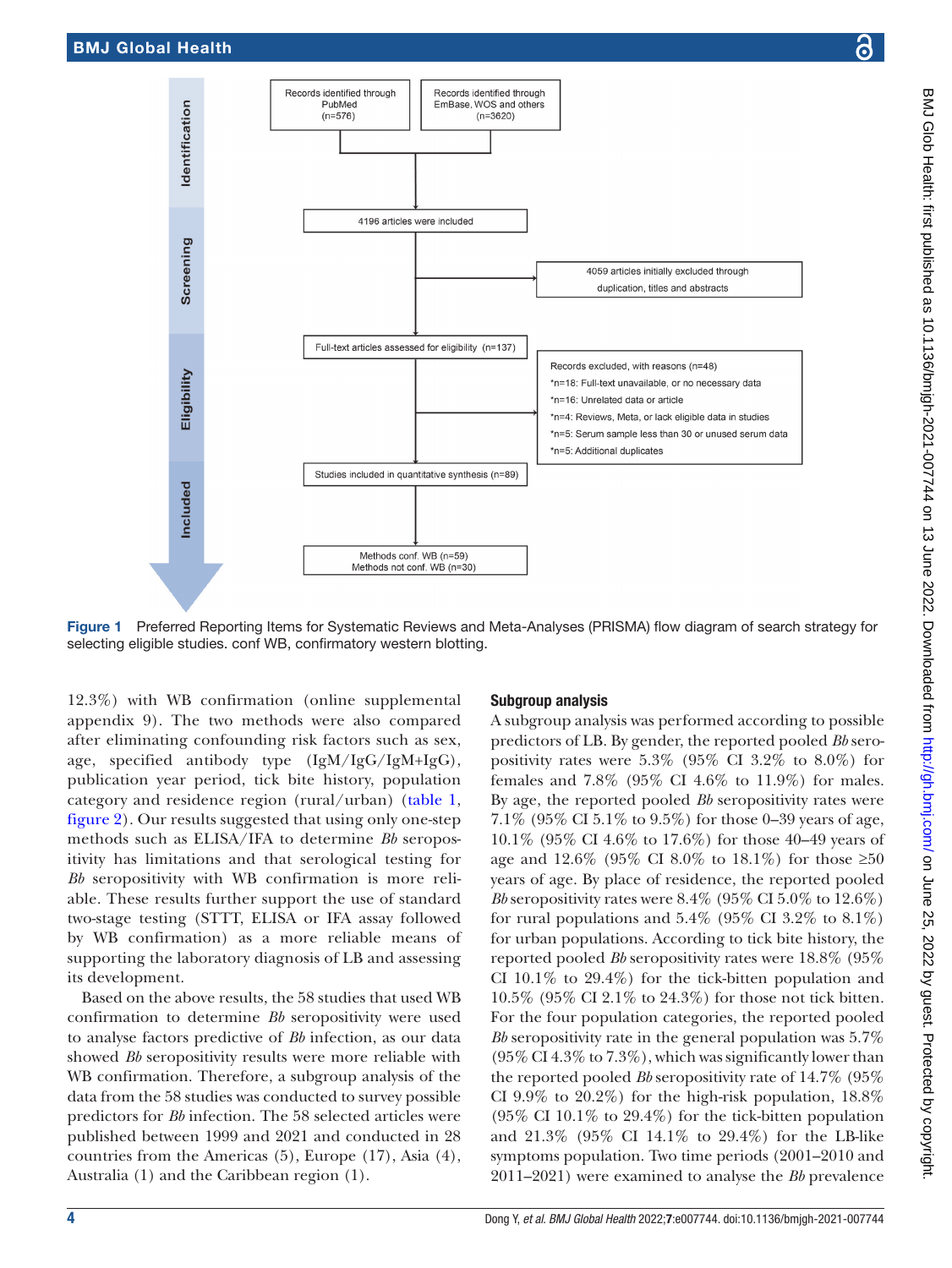Identification

Records identified through PubMed (n=576)

Records identified through EmBase, WOS and others (n=3620)

4196 articles were included

Screening

4059 articles initially excluded through duplication, titles and abstracts

Eligibility

Full-text articles assessed for eligibility (n=137)

Records excluded, with reasons (n=48)
*n=18: Full-text unavailable, or no necessary data
*n=16: Unrelated data or article
*n=4: Reviews, Meta, or lack eligible data in studies
*n=5: Serum sample less than 30 or unused serum data
*n=5: Additional duplicates

Included

Studies included in quantitative synthesis (n=89)

Methods conf. WB (n=59)
Methods not conf. WB (n=30)

**Figure 1** Preferred Reporting Items for Systematic Reviews and Meta-Analyses (PRISMA) flow diagram of search strategy for selecting eligible studies. conf WB, confirmatory western blotting.

12.3%) with WB confirmation (online supplemental appendix 9). The two methods were also compared after eliminating confounding risk factors such as sex, age, specified antibody type (IgM/IgG/IgM+IgG), publication year period, tick bite history, population category and residence region (rural/urban) (table 1, figure 2). Our results suggested that using only one-step methods such as ELISA/IFA to determine *Bb* seropositivity has limitations and that serological testing for *Bb* seropositivity with WB confirmation is more reliable. These results further support the use of standard two-stage testing (STTT, ELISA or IFA assay followed by WB confirmation) as a more reliable means of supporting the laboratory diagnosis of LB and assessing its development.

Based on the above results, the 58 studies that used WB confirmation to determine *Bb* seropositivity were used to analyse factors predictive of *Bb* infection, as our data showed *Bb* seropositivity results were more reliable with WB confirmation. Therefore, a subgroup analysis of the data from the 58 studies was conducted to survey possible predictors for *Bb* infection. The 58 selected articles were published between 1999 and 2021 and conducted in 28 countries from the Americas (5), Europe (17), Asia (4), Australia (1) and the Caribbean region (1).

## Subgroup analysis

A subgroup analysis was performed according to possible predictors of LB. By gender, the reported pooled *Bb* seropositivity rates were 5.3% (95% CI 3.2% to 8.0%) for females and 7.8% (95% CI 4.6% to 11.9%) for males. By age, the reported pooled *Bb* seropositivity rates were 7.1% (95% CI 5.1% to 9.5%) for those 0–39 years of age, 10.1% (95% CI 4.6% to 17.6%) for those 40–49 years of age and 12.6% (95% CI 8.0% to 18.1%) for those ≥50 years of age. By place of residence, the reported pooled *Bb* seropositivity rates were 8.4% (95% CI 5.0% to 12.6%) for rural populations and 5.4% (95% CI 3.2% to 8.1%) for urban populations. According to tick bite history, the reported pooled *Bb* seropositivity rates were 18.8% (95% CI 10.1% to 29.4%) for the tick-bitten population and 10.5% (95% CI 2.1% to 24.3%) for those not tick bitten. For the four population categories, the reported pooled *Bb* seropositivity rate in the general population was 5.7% (95% CI 4.3% to 7.3%), which was significantly lower than the reported pooled *Bb* seropositivity rate of 14.7% (95% CI 9.9% to 20.2%) for the high-risk population, 18.8% (95% CI 10.1% to 29.4%) for the tick-bitten population and 21.3% (95% CI 14.1% to 29.4%) for the LB-like symptoms population. Two time periods (2001–2010 and 2011–2021) were examined to analyse the *Bb* prevalence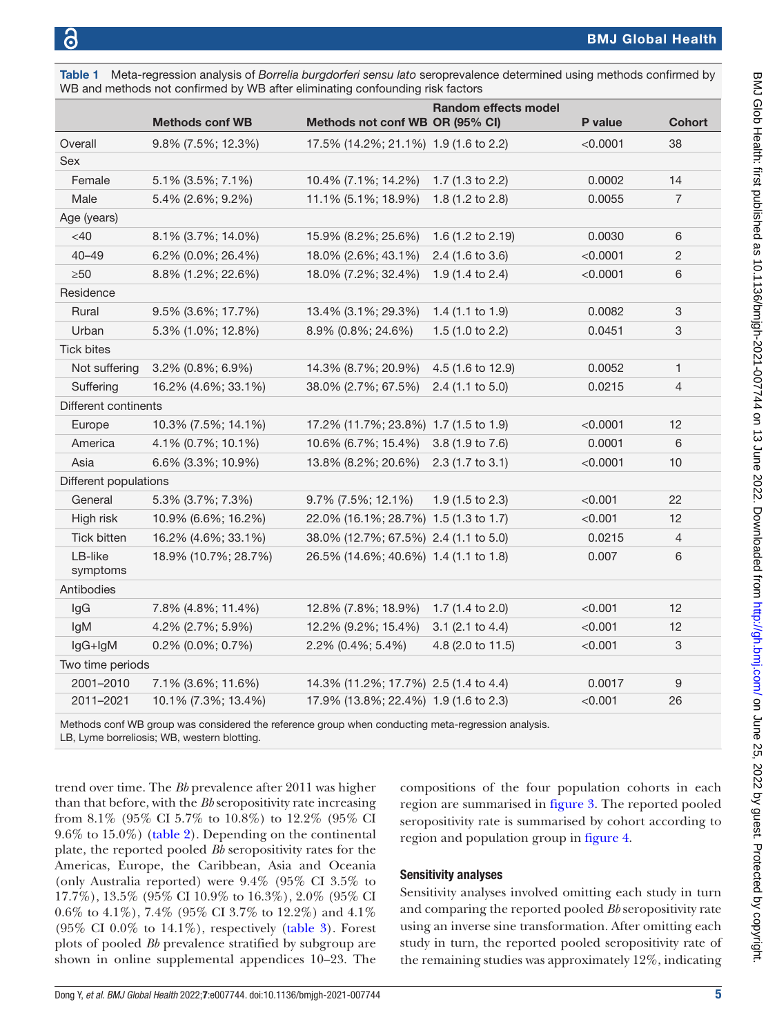**Table 1** Meta-regression analysis of *Borrelia burgdorferi sensu lato* seroprevalence determined using methods confirmed by WB and methods not confirmed by WB after eliminating confounding risk factors

| | Methods conf WB | Methods not conf WB | Random effects model OR (95% CI) | P value | Cohort |
|---|---|---|---|---|---|
| Overall | 9.8% (7.5%; 12.3%) | 17.5% (14.2%; 21.1%) | 1.9 (1.6 to 2.2) | <0.0001 | 38 |
| Sex | | | | | |
| Female | 5.1% (3.5%; 7.1%) | 10.4% (7.1%; 14.2%) | 1.7 (1.3 to 2.2) | 0.0002 | 14 |
| Male | 5.4% (2.6%; 9.2%) | 11.1% (5.1%; 18.9%) | 1.8 (1.2 to 2.8) | 0.0055 | 7 |
| Age (years) | | | | | |
| <40 | 8.1% (3.7%; 14.0%) | 15.9% (8.2%; 25.6%) | 1.6 (1.2 to 2.19) | 0.0030 | 6 |
| 40–49 | 6.2% (0.0%; 26.4%) | 18.0% (2.6%; 43.1%) | 2.4 (1.6 to 3.6) | <0.0001 | 2 |
| ≥50 | 8.8% (1.2%; 22.6%) | 18.0% (7.2%; 32.4%) | 1.9 (1.4 to 2.4) | <0.0001 | 6 |
| Residence | | | | | |
| Rural | 9.5% (3.6%; 17.7%) | 13.4% (3.1%; 29.3%) | 1.4 (1.1 to 1.9) | 0.0082 | 3 |
| Urban | 5.3% (1.0%; 12.8%) | 8.9% (0.8%; 24.6%) | 1.5 (1.0 to 2.2) | 0.0451 | 3 |
| Tick bites | | | | | |
| Not suffering | 3.2% (0.8%; 6.9%) | 14.3% (8.7%; 20.9%) | 4.5 (1.6 to 12.9) | 0.0052 | 1 |
| Suffering | 16.2% (4.6%; 33.1%) | 38.0% (2.7%; 67.5%) | 2.4 (1.1 to 5.0) | 0.0215 | 4 |
| Different continents | | | | | |
| Europe | 10.3% (7.5%; 14.1%) | 17.2% (11.7%; 23.8%) | 1.7 (1.5 to 1.9) | <0.0001 | 12 |
| America | 4.1% (0.7%; 10.1%) | 10.6% (6.7%; 15.4%) | 3.8 (1.9 to 7.6) | 0.0001 | 6 |
| Asia | 6.6% (3.3%; 10.9%) | 13.8% (8.2%; 20.6%) | 2.3 (1.7 to 3.1) | <0.0001 | 10 |
| Different populations | | | | | |
| General | 5.3% (3.7%; 7.3%) | 9.7% (7.5%; 12.1%) | 1.9 (1.5 to 2.3) | <0.001 | 22 |
| High risk | 10.9% (6.6%; 16.2%) | 22.0% (16.1%; 28.7%) | 1.5 (1.3 to 1.7) | <0.001 | 12 |
| Tick bitten | 16.2% (4.6%; 33.1%) | 38.0% (12.7%; 67.5%) | 2.4 (1.1 to 5.0) | 0.0215 | 4 |
| LB-like symptoms | 18.9% (10.7%; 28.7%) | 26.5% (14.6%; 40.6%) | 1.4 (1.1 to 1.8) | 0.007 | 6 |
| Antibodies | | | | | |
| IgG | 7.8% (4.8%; 11.4%) | 12.8% (7.8%; 18.9%) | 1.7 (1.4 to 2.0) | <0.001 | 12 |
| IgM | 4.2% (2.7%; 5.9%) | 12.2% (9.2%; 15.4%) | 3.1 (2.1 to 4.4) | <0.001 | 12 |
| IgG+IgM | 0.2% (0.0%; 0.7%) | 2.2% (0.4%; 5.4%) | 4.8 (2.0 to 11.5) | <0.001 | 3 |
| Two time periods | | | | | |
| 2001–2010 | 7.1% (3.6%; 11.6%) | 14.3% (11.2%; 17.7%) | 2.5 (1.4 to 4.4) | 0.0017 | 9 |
| 2011–2021 | 10.1% (7.3%; 13.4%) | 17.9% (13.8%; 22.4%) | 1.9 (1.6 to 2.3) | <0.001 | 26 |

Methods conf WB group was considered the reference group when conducting meta-regression analysis.
LB, Lyme borreliosis; WB, western blotting.

trend over time. The *Bb* prevalence after 2011 was higher than that before, with the *Bb* seropositivity rate increasing from 8.1% (95% CI 5.7% to 10.8%) to 12.2% (95% CI 9.6% to 15.0%) (table 2). Depending on the continental plate, the reported pooled *Bb* seropositivity rates for the Americas, Europe, the Caribbean, Asia and Oceania (only Australia reported) were 9.4% (95% CI 3.5% to 17.7%), 13.5% (95% CI 10.9% to 16.3%), 2.0% (95% CI 0.6% to 4.1%), 7.4% (95% CI 3.7% to 12.2%) and 4.1% (95% CI 0.0% to 14.1%), respectively (table 3). Forest plots of pooled *Bb* prevalence stratified by subgroup are shown in online supplemental appendices 10–23. The compositions of the four population cohorts in each region are summarised in figure 3. The reported pooled seropositivity rate is summarised by cohort according to region and population group in figure 4.

### Sensitivity analyses

Sensitivity analyses involved omitting each study in turn and comparing the reported pooled *Bb* seropositivity rate using an inverse sine transformation. After omitting each study in turn, the reported pooled seropositivity rate of the remaining studies was approximately 12%, indicating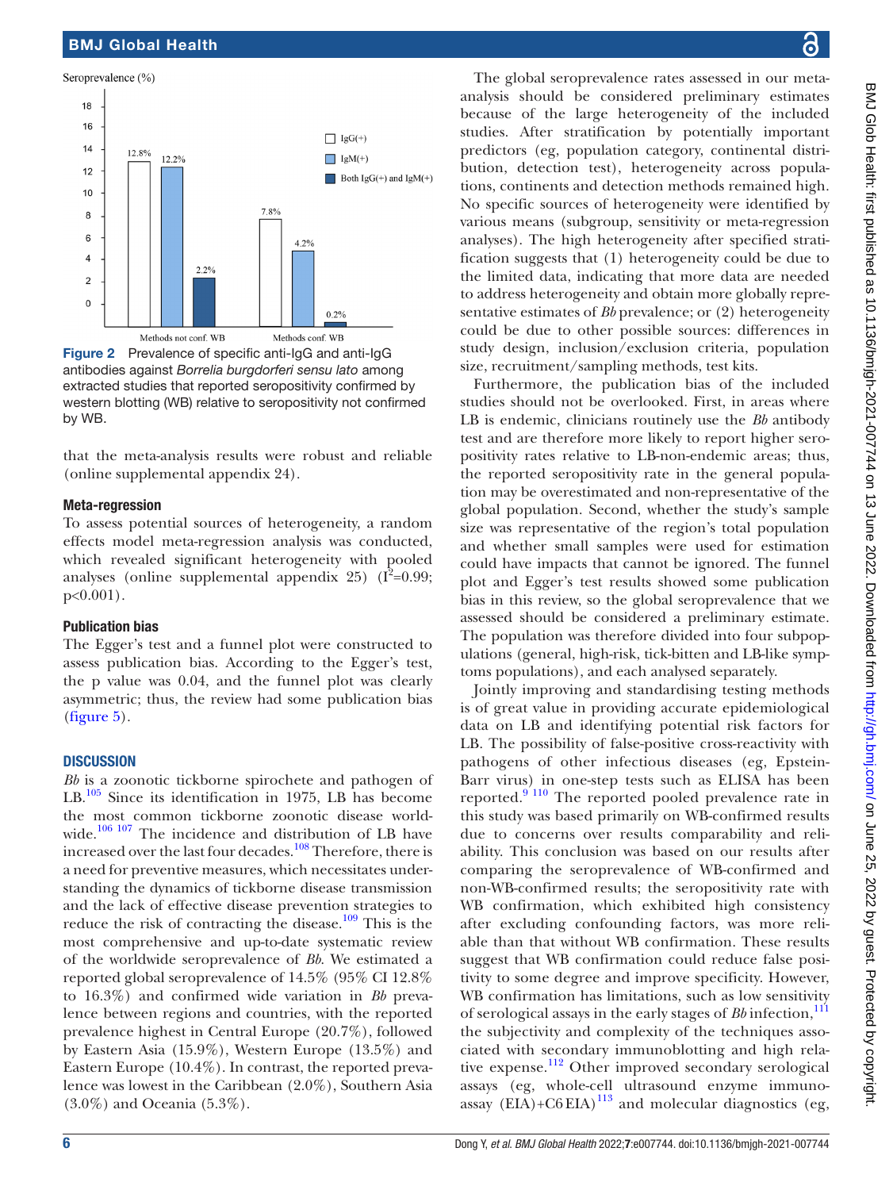Seroprevalence (%)

| | IgG(+) | IgM(+) | Both IgG(+) and IgM(+) |
|---|---|---|---|
| Methods not conf. WB | 12.8% | 12.2% | 2.2% |
| Methods conf. WB | 7.8% | 4.2% | 0.2% |

**Figure 2** Prevalence of specific anti-IgG and anti-IgG antibodies against *Borrelia burgdorferi sensu lato* among extracted studies that reported seropositivity confirmed by western blotting (WB) relative to seropositivity not confirmed by WB.

that the meta-analysis results were robust and reliable (online supplemental appendix 24).

### Meta-regression

To assess potential sources of heterogeneity, a random effects model meta-regression analysis was conducted, which revealed significant heterogeneity with pooled analyses (online supplemental appendix 25) ($I^2$=0.99; p<0.001).

### Publication bias

The Egger's test and a funnel plot were constructed to assess publication bias. According to the Egger's test, the p value was 0.04, and the funnel plot was clearly asymmetric; thus, the review had some publication bias (figure 5).

## DISCUSSION

*Bb* is a zoonotic tickborne spirochete and pathogen of LB.[105] Since its identification in 1975, LB has become the most common tickborne zoonotic disease worldwide.[106 107] The incidence and distribution of LB have increased over the last four decades.[108] Therefore, there is a need for preventive measures, which necessitates understanding the dynamics of tickborne disease transmission and the lack of effective disease prevention strategies to reduce the risk of contracting the disease.[109] This is the most comprehensive and up-to-date systematic review of the worldwide seroprevalence of *Bb*. We estimated a reported global seroprevalence of 14.5% (95% CI 12.8% to 16.3%) and confirmed wide variation in *Bb* prevalence between regions and countries, with the reported prevalence highest in Central Europe (20.7%), followed by Eastern Asia (15.9%), Western Europe (13.5%) and Eastern Europe (10.4%). In contrast, the reported prevalence was lowest in the Caribbean (2.0%), Southern Asia (3.0%) and Oceania (5.3%).

The global seroprevalence rates assessed in our meta-analysis should be considered preliminary estimates because of the large heterogeneity of the included studies. After stratification by potentially important predictors (eg, population category, continental distribution, detection test), heterogeneity across populations, continents and detection methods remained high. No specific sources of heterogeneity were identified by various means (subgroup, sensitivity or meta-regression analyses). The high heterogeneity after specified stratification suggests that (1) heterogeneity could be due to the limited data, indicating that more data are needed to address heterogeneity and obtain more globally representative estimates of *Bb* prevalence; or (2) heterogeneity could be due to other possible sources: differences in study design, inclusion/exclusion criteria, population size, recruitment/sampling methods, test kits.

Furthermore, the publication bias of the included studies should not be overlooked. First, in areas where LB is endemic, clinicians routinely use the *Bb* antibody test and are therefore more likely to report higher seropositivity rates relative to LB-non-endemic areas; thus, the reported seropositivity rate in the general population may be overestimated and non-representative of the global population. Second, whether the study's sample size was representative of the region's total population and whether small samples were used for estimation could have impacts that cannot be ignored. The funnel plot and Egger's test results showed some publication bias in this review, so the global seroprevalence that we assessed should be considered a preliminary estimate. The population was therefore divided into four subpopulations (general, high-risk, tick-bitten and LB-like symptoms populations), and each analysed separately.

Jointly improving and standardising testing methods is of great value in providing accurate epidemiological data on LB and identifying potential risk factors for LB. The possibility of false-positive cross-reactivity with pathogens of other infectious diseases (eg, Epstein-Barr virus) in one-step tests such as ELISA has been reported.[9 110] The reported pooled prevalence rate in this study was based primarily on WB-confirmed results due to concerns over results comparability and reliability. This conclusion was based on our results after comparing the seroprevalence of WB-confirmed and non-WB-confirmed results; the seropositivity rate with WB confirmation, which exhibited high consistency after excluding confounding factors, was more reliable than that without WB confirmation. These results suggest that WB confirmation could reduce false positivity to some degree and improve specificity. However, WB confirmation has limitations, such as low sensitivity of serological assays in the early stages of *Bb* infection,[111] the subjectivity and complexity of the techniques associated with secondary immunoblotting and high relative expense.[112] Other improved secondary serological assays (eg, whole-cell ultrasound enzyme immunoassay (EIA)+C6 EIA)[113] and molecular diagnostics (eg,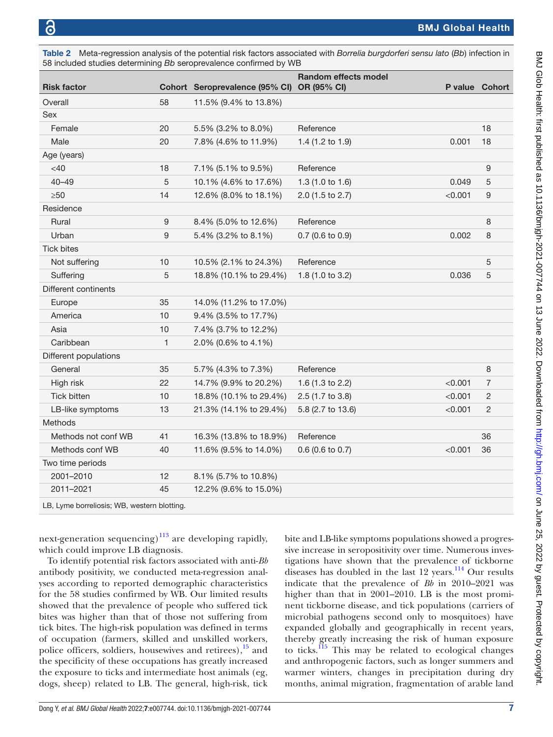**Table 2** Meta-regression analysis of the potential risk factors associated with *Borrelia burgdorferi sensu lato* (*Bb*) infection in 58 included studies determining *Bb* seroprevalence confirmed by WB

| Risk factor | Cohort | Seroprevalence (95% CI) | Random effects model OR (95% CI) | P value | Cohort |
|---|---|---|---|---|---|
| Overall | 58 | 11.5% (9.4% to 13.8%) | | | |
| Sex | | | | | |
| Female | 20 | 5.5% (3.2% to 8.0%) | Reference | | 18 |
| Male | 20 | 7.8% (4.6% to 11.9%) | 1.4 (1.2 to 1.9) | 0.001 | 18 |
| Age (years) | | | | | |
| <40 | 18 | 7.1% (5.1% to 9.5%) | Reference | | 9 |
| 40–49 | 5 | 10.1% (4.6% to 17.6%) | 1.3 (1.0 to 1.6) | 0.049 | 5 |
| ≥50 | 14 | 12.6% (8.0% to 18.1%) | 2.0 (1.5 to 2.7) | <0.001 | 9 |
| Residence | | | | | |
| Rural | 9 | 8.4% (5.0% to 12.6%) | Reference | | 8 |
| Urban | 9 | 5.4% (3.2% to 8.1%) | 0.7 (0.6 to 0.9) | 0.002 | 8 |
| Tick bites | | | | | |
| Not suffering | 10 | 10.5% (2.1% to 24.3%) | Reference | | 5 |
| Suffering | 5 | 18.8% (10.1% to 29.4%) | 1.8 (1.0 to 3.2) | 0.036 | 5 |
| Different continents | | | | | |
| Europe | 35 | 14.0% (11.2% to 17.0%) | | | |
| America | 10 | 9.4% (3.5% to 17.7%) | | | |
| Asia | 10 | 7.4% (3.7% to 12.2%) | | | |
| Caribbean | 1 | 2.0% (0.6% to 4.1%) | | | |
| Different populations | | | | | |
| General | 35 | 5.7% (4.3% to 7.3%) | Reference | | 8 |
| High risk | 22 | 14.7% (9.9% to 20.2%) | 1.6 (1.3 to 2.2) | <0.001 | 7 |
| Tick bitten | 10 | 18.8% (10.1% to 29.4%) | 2.5 (1.7 to 3.8) | <0.001 | 2 |
| LB-like symptoms | 13 | 21.3% (14.1% to 29.4%) | 5.8 (2.7 to 13.6) | <0.001 | 2 |
| Methods | | | | | |
| Methods not conf WB | 41 | 16.3% (13.8% to 18.9%) | Reference | | 36 |
| Methods conf WB | 40 | 11.6% (9.5% to 14.0%) | 0.6 (0.6 to 0.7) | <0.001 | 36 |
| Two time periods | | | | | |
| 2001–2010 | 12 | 8.1% (5.7% to 10.8%) | | | |
| 2011–2021 | 45 | 12.2% (9.6% to 15.0%) | | | |

LB, Lyme borreliosis; WB, western blotting.

next-generation sequencing)[113] are developing rapidly, which could improve LB diagnosis.

To identify potential risk factors associated with anti-*Bb* antibody positivity, we conducted meta-regression analyses according to reported demographic characteristics for the 58 studies confirmed by WB. Our limited results showed that the prevalence of people who suffered tick bites was higher than that of those not suffering from tick bites. The high-risk population was defined in terms of occupation (farmers, skilled and unskilled workers, police officers, soldiers, housewives and retirees),[15] and the specificity of these occupations has greatly increased the exposure to ticks and intermediate host animals (eg, dogs, sheep) related to LB. The general, high-risk, tick bite and LB-like symptoms populations showed a progressive increase in seropositivity over time. Numerous investigations have shown that the prevalence of tickborne diseases has doubled in the last 12 years.[114] Our results indicate that the prevalence of *Bb* in 2010–2021 was higher than that in 2001–2010. LB is the most prominent tickborne disease, and tick populations (carriers of microbial pathogens second only to mosquitoes) have expanded globally and geographically in recent years, thereby greatly increasing the risk of human exposure to ticks.[115] This may be related to ecological changes and anthropogenic factors, such as longer summers and warmer winters, changes in precipitation during dry months, animal migration, fragmentation of arable land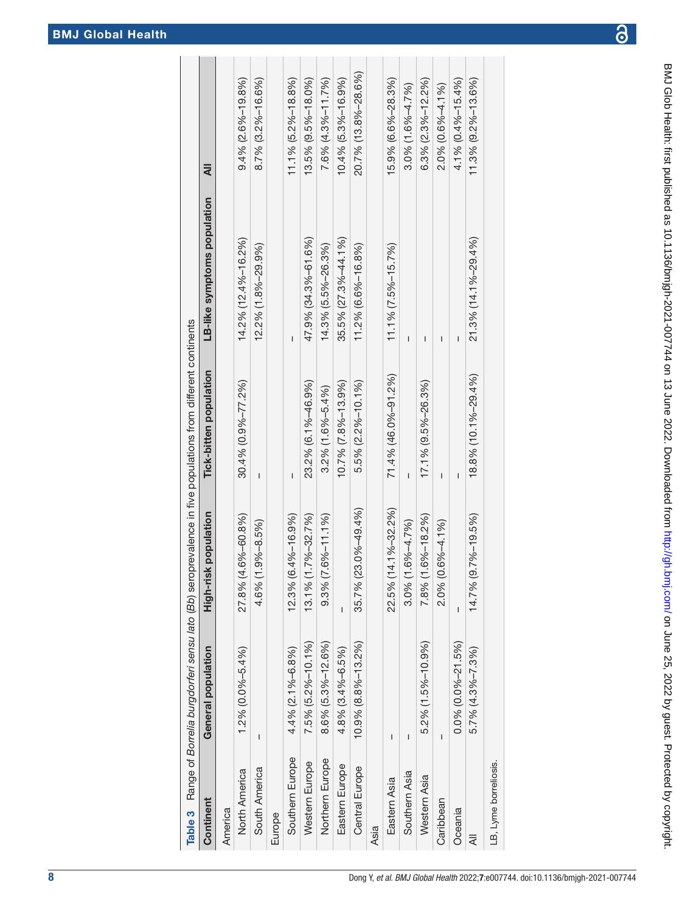**Table 3** Range of *Borrelia burgdorferi sensu lato* (*Bb*) seroprevalence in five populations from different continents

| Continent | General population | High-risk population | Tick-bitten population | LB-like symptoms population | All |
|---|---|---|---|---|---|
| America | | | | | |
| North America | 1.2% (0.0%–5.4%) | 27.8% (4.6%–60.8%) | 30.4% (0.9%–77.2%) | 14.2% (12.4%–16.2%) | 9.4% (2.6%–19.8%) |
| South America | – | 4.6% (1.9%–8.5%) | – | 12.2% (1.8%–29.9%) | 8.7% (3.2%–16.6%) |
| Europe | | | | | |
| Southern Europe | 4.4% (2.1%–6.8%) | 12.3% (6.4%–16.9%) | – | – | 11.1% (5.2%–18.8%) |
| Western Europe | 7.5% (5.2%–10.1%) | 13.1% (1.7%–32.7%) | 23.2% (6.1%–46.9%) | 47.9% (34.3%–61.6%) | 13.5% (9.5%–18.0%) |
| Northern Europe | 8.6% (5.3%–12.6%) | 9.3% (7.6%–11.1%) | 3.2% (1.6%–5.4%) | 14.3% (5.5%–26.3%) | 7.6% (4.3%–11.7%) |
| Eastern Europe | 4.8% (3.4%–6.5%) | – | 10.7% (7.8%–13.9%) | 35.5% (27.3%–44.1%) | 10.4% (5.3%–16.9%) |
| Central Europe | 10.9% (8.8%–13.2%) | 35.7% (23.0%–49.4%) | 5.5% (2.2%–10.1%) | 11.2% (6.6%–16.8%) | 20.7% (13.8%–28.6%) |
| Asia | | | | | |
| Eastern Asia | – | 22.5% (14.1%–32.2%) | 71.4% (46.0%–91.2%) | 11.1% (7.5%–15.7%) | 15.9% (6.6%–28.3%) |
| Southern Asia | – | 3.0% (1.6%–4.7%) | – | – | 3.0% (1.6%–4.7%) |
| Western Asia | 5.2% (1.5%–10.9%) | 7.8% (1.6%–18.2%) | 17.1% (9.5%–26.3%) | – | 6.3% (2.3%–12.2%) |
| Caribbean | – | 2.0% (0.6%–4.1%) | – | – | 2.0% (0.6%–4.1%) |
| Oceania | 0.0% (0.0%–21.5%) | – | – | – | 4.1% (0.4%–15.4%) |
| All | 5.7% (4.3%–7.3%) | 14.7% (9.7%–19.5%) | 18.8% (10.1%–29.4%) | 21.3% (14.1%–29.4%) | 11.3% (9.2%–13.6%) |

LB, Lyme borreliosis.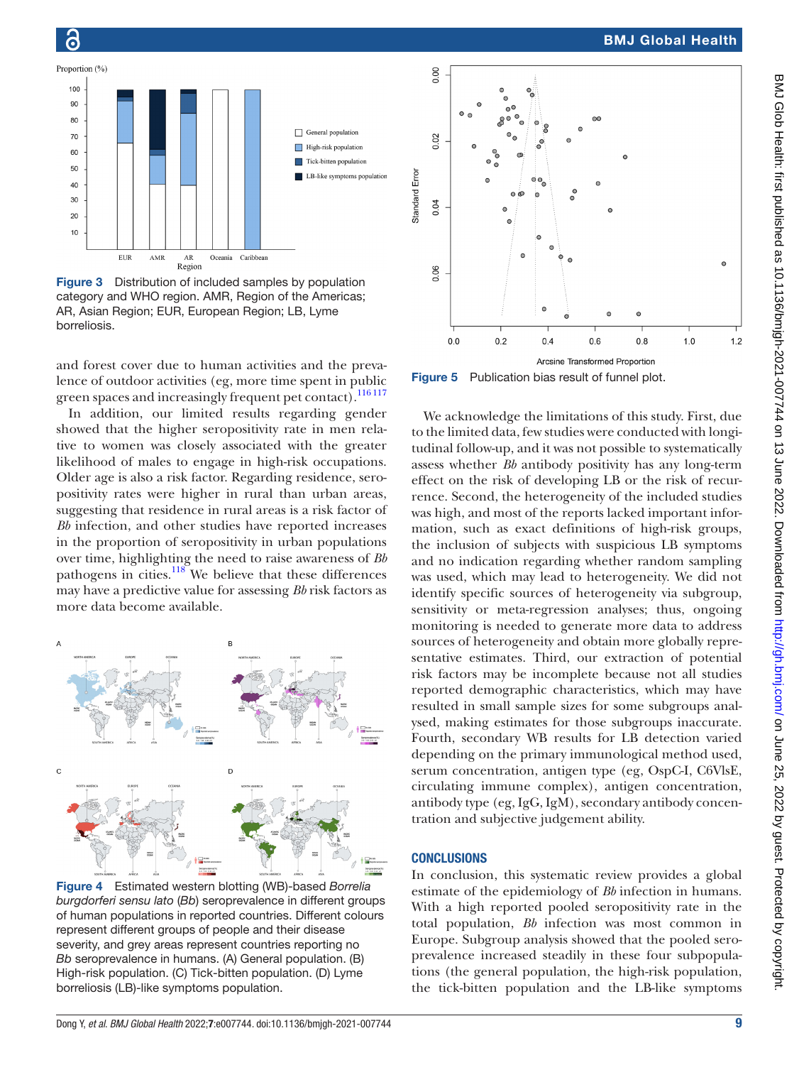Figure 3 Distribution of included samples by population category and WHO region. AMR, Region of the Americas; AR, Asian Region; EUR, European Region; LB, Lyme borreliosis.

and forest cover due to human activities and the prevalence of outdoor activities (eg, more time spent in public green spaces and increasingly frequent pet contact).[116 117]

In addition, our limited results regarding gender showed that the higher seropositivity rate in men relative to women was closely associated with the greater likelihood of males to engage in high-risk occupations. Older age is also a risk factor. Regarding residence, seropositivity rates were higher in rural than urban areas, suggesting that residence in rural areas is a risk factor of *Bb* infection, and other studies have reported increases in the proportion of seropositivity in urban populations over time, highlighting the need to raise awareness of *Bb* pathogens in cities.[118] We believe that these differences may have a predictive value for assessing *Bb* risk factors as more data become available.

Figure 4 Estimated western blotting (WB)-based *Borrelia burgdorferi sensu lato* (*Bb*) seroprevalence in different groups of human populations in reported countries. Different colours represent different groups of people and their disease severity, and grey areas represent countries reporting no *Bb* seroprevalence in humans. (A) General population. (B) High-risk population. (C) Tick-bitten population. (D) Lyme borreliosis (LB)-like symptoms population.

Figure 5 Publication bias result of funnel plot.

We acknowledge the limitations of this study. First, due to the limited data, few studies were conducted with longitudinal follow-up, and it was not possible to systematically assess whether *Bb* antibody positivity has any long-term effect on the risk of developing LB or the risk of recurrence. Second, the heterogeneity of the included studies was high, and most of the reports lacked important information, such as exact definitions of high-risk groups, the inclusion of subjects with suspicious LB symptoms and no indication regarding whether random sampling was used, which may lead to heterogeneity. We did not identify specific sources of heterogeneity via subgroup, sensitivity or meta-regression analyses; thus, ongoing monitoring is needed to generate more data to address sources of heterogeneity and obtain more globally representative estimates. Third, our extraction of potential risk factors may be incomplete because not all studies reported demographic characteristics, which may have resulted in small sample sizes for some subgroups analysed, making estimates for those subgroups inaccurate. Fourth, secondary WB results for LB detection varied depending on the primary immunological method used, serum concentration, antigen type (eg, OspC-I, C6VlsE, circulating immune complex), antigen concentration, antibody type (eg, IgG, IgM), secondary antibody concentration and subjective judgement ability.

## CONCLUSIONS

In conclusion, this systematic review provides a global estimate of the epidemiology of *Bb* infection in humans. With a high reported pooled seropositivity rate in the total population, *Bb* infection was most common in Europe. Subgroup analysis showed that the pooled seroprevalence increased steadily in these four subpopulations (the general population, the high-risk population, the tick-bitten population and the LB-like symptoms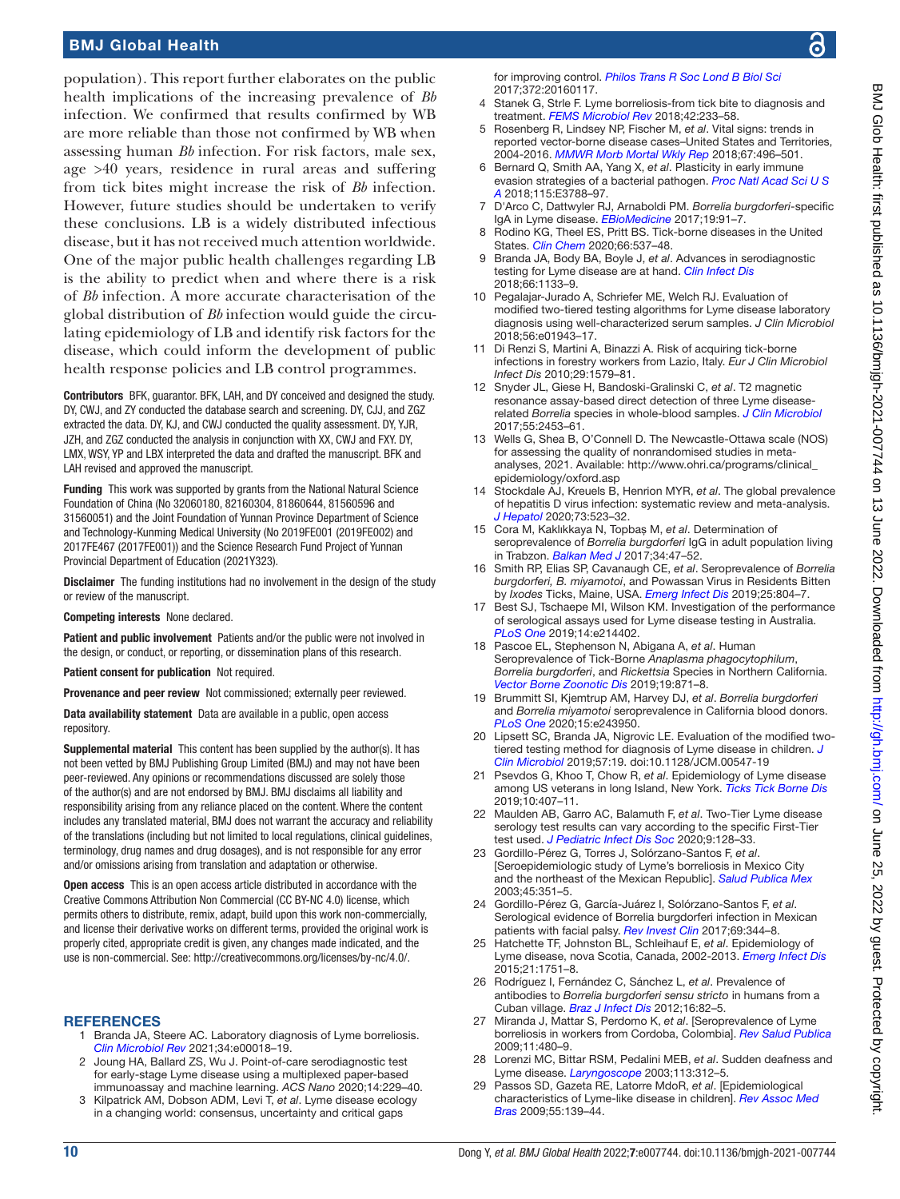population). This report further elaborates on the public health implications of the increasing prevalence of *Bb* infection. We confirmed that results confirmed by WB are more reliable than those not confirmed by WB when assessing human *Bb* infection. For risk factors, male sex, age >40 years, residence in rural areas and suffering from tick bites might increase the risk of *Bb* infection. However, future studies should be undertaken to verify these conclusions. LB is a widely distributed infectious disease, but it has not received much attention worldwide. One of the major public health challenges regarding LB is the ability to predict when and where there is a risk of *Bb* infection. A more accurate characterisation of the global distribution of *Bb* infection would guide the circulating epidemiology of LB and identify risk factors for the disease, which could inform the development of public health response policies and LB control programmes.

**Contributors** BFK, guarantor. BFK, LAH, and DY conceived and designed the study. DY, CWJ, and ZY conducted the database search and screening. DY, CJJ, and ZGZ extracted the data. DY, KJ, and CWJ conducted the quality assessment. DY, YJR, JZH, and ZGZ conducted the analysis in conjunction with XX, CWJ and FXY. DY, LMX, WSY, YP and LBX interpreted the data and drafted the manuscript. BFK and LAH revised and approved the manuscript.

**Funding** This work was supported by grants from the National Natural Science Foundation of China (No 32060180, 82160304, 81860644, 81560596 and 31560051) and the Joint Foundation of Yunnan Province Department of Science and Technology-Kunming Medical University (No 2019FE001 (2019FE002) and 2017FE467 (2017FE001)) and the Science Research Fund Project of Yunnan Provincial Department of Education (2021Y323).

**Disclaimer** The funding institutions had no involvement in the design of the study or review of the manuscript.

**Competing interests** None declared.

**Patient and public involvement** Patients and/or the public were not involved in the design, or conduct, or reporting, or dissemination plans of this research.

**Patient consent for publication** Not required.

**Provenance and peer review** Not commissioned; externally peer reviewed.

**Data availability statement** Data are available in a public, open access repository.

**Supplemental material** This content has been supplied by the author(s). It has not been vetted by BMJ Publishing Group Limited (BMJ) and may not have been peer-reviewed. Any opinions or recommendations discussed are solely those of the author(s) and are not endorsed by BMJ. BMJ disclaims all liability and responsibility arising from any reliance placed on the content. Where the content includes any translated material, BMJ does not warrant the accuracy and reliability of the translations (including but not limited to local regulations, clinical guidelines, terminology, drug names and drug dosages), and is not responsible for any error and/or omissions arising from translation and adaptation or otherwise.

**Open access** This is an open access article distributed in accordance with the Creative Commons Attribution Non Commercial (CC BY-NC 4.0) license, which permits others to distribute, remix, adapt, build upon this work non-commercially, and license their derivative works on different terms, provided the original work is properly cited, appropriate credit is given, any changes made indicated, and the use is non-commercial. See: http://creativecommons.org/licenses/by-nc/4.0/.

## REFERENCES

1. Branda JA, Steere AC. Laboratory diagnosis of Lyme borreliosis. *Clin Microbiol Rev* 2021;34:e00018–19.
2. Joung HA, Ballard ZS, Wu J. Point-of-care serodiagnostic test for early-stage Lyme disease using a multiplexed paper-based immunoassay and machine learning. *ACS Nano* 2020;14:229–40.
3. Kilpatrick AM, Dobson ADM, Levi T, *et al*. Lyme disease ecology in a changing world: consensus, uncertainty and critical gaps for improving control. *Philos Trans R Soc Lond B Biol Sci* 2017;372:20160117.
4. Stanek G, Strle F. Lyme borreliosis-from tick bite to diagnosis and treatment. *FEMS Microbiol Rev* 2018;42:233–58.
5. Rosenberg R, Lindsey NP, Fischer M, *et al*. Vital signs: trends in reported vector-borne disease cases–United States and Territories, 2004-2016. *MMWR Morb Mortal Wkly Rep* 2018;67:496–501.
6. Bernard Q, Smith AA, Yang X, *et al*. Plasticity in early immune evasion strategies of a bacterial pathogen. *Proc Natl Acad Sci U S A* 2018;115:E3788–97.
7. D'Arco C, Dattwyler RJ, Arnaboldi PM. *Borrelia burgdorferi*-specific IgA in Lyme disease. *EBioMedicine* 2017;19:91–7.
8. Rodino KG, Theel ES, Pritt BS. Tick-borne diseases in the United States. *Clin Chem* 2020;66:537–48.
9. Branda JA, Body BA, Boyle J, *et al*. Advances in serodiagnostic testing for Lyme disease are at hand. *Clin Infect Dis* 2018;66:1133–9.
10. Pegalajar-Jurado A, Schriefer ME, Welch RJ. Evaluation of modified two-tiered testing algorithms for Lyme disease laboratory diagnosis using well-characterized serum samples. *J Clin Microbiol* 2018;56:e01943–17.
11. Di Renzi S, Martini A, Binazzi A. Risk of acquiring tick-borne infections in forestry workers from Lazio, Italy. *Eur J Clin Microbiol Infect Dis* 2010;29:1579–81.
12. Snyder JL, Giese H, Bandoski-Gralinski C, *et al*. T2 magnetic resonance assay-based direct detection of three Lyme disease-related *Borrelia* species in whole-blood samples. *J Clin Microbiol* 2017;55:2453–61.
13. Wells G, Shea B, O'Connell D. The Newcastle-Ottawa scale (NOS) for assessing the quality of nonrandomised studies in meta-analyses, 2021. Available: http://www.ohri.ca/programs/clinical_epidemiology/oxford.asp
14. Stockdale AJ, Kreuels B, Henrion MYR, *et al*. The global prevalence of hepatitis D virus infection: systematic review and meta-analysis. *J Hepatol* 2020;73:523–32.
15. Cora M, Kaklıkkaya N, Topbaş M, *et al*. Determination of seroprevalence of *Borrelia burgdorferi* IgG in adult population living in Trabzon. *Balkan Med J* 2017;34:47–52.
16. Smith RP, Elias SP, Cavanaugh CE, *et al*. Seroprevalence of *Borrelia burgdorferi, B. miyamotoi*, and Powassan Virus in Residents Bitten by *Ixodes* Ticks, Maine, USA. *Emerg Infect Dis* 2019;25:804–7.
17. Best SJ, Tschaepe MI, Wilson KM. Investigation of the performance of serological assays used for Lyme disease testing in Australia. *PLoS One* 2019;14:e214402.
18. Pascoe EL, Stephenson N, Abigana A, *et al*. Human Seroprevalence of Tick-Borne *Anaplasma phagocytophilum*, *Borrelia burgdorferi*, and *Rickettsia* Species in Northern California. *Vector Borne Zoonotic Dis* 2019;19:871–8.
19. Brummitt SI, Kjemtrup AM, Harvey DJ, *et al*. *Borrelia burgdorferi* and *Borrelia miyamotoi* seroprevalence in California blood donors. *PLoS One* 2020;15:e243950.
20. Lipsett SC, Branda JA, Nigrovic LE. Evaluation of the modified two-tiered testing method for diagnosis of Lyme disease in children. *J Clin Microbiol* 2019;57:19. doi:10.1128/JCM.00547-19
21. Psevdos G, Khoo T, Chow R, *et al*. Epidemiology of Lyme disease among US veterans in long Island, New York. *Ticks Tick Borne Dis* 2019;10:407–11.
22. Maulden AB, Garro AC, Balamuth F, *et al*. Two-Tier Lyme disease serology test results can vary according to the specific First-Tier test used. *J Pediatric Infect Dis Soc* 2020;9:128–33.
23. Gordillo-Pérez G, Torres J, Solórzano-Santos F, *et al*. [Seroepidemiologic study of Lyme's borreliosis in Mexico City and the northeast of the Mexican Republic]. *Salud Publica Mex* 2003;45:351–5.
24. Gordillo-Pérez G, García-Juárez I, Solórzano-Santos F, *et al*. Serological evidence of Borrelia burgdorferi infection in Mexican patients with facial palsy. *Rev Invest Clin* 2017;69:344–8.
25. Hatchette TF, Johnston BL, Schleihauf E, *et al*. Epidemiology of Lyme disease, nova Scotia, Canada, 2002-2013. *Emerg Infect Dis* 2015;21:1751–8.
26. Rodríguez I, Fernández C, Sánchez L, *et al*. Prevalence of antibodies to *Borrelia burgdorferi sensu stricto* in humans from a Cuban village. *Braz J Infect Dis* 2012;16:82–5.
27. Miranda J, Mattar S, Perdomo K, *et al*. [Seroprevalence of Lyme borreliosis in workers from Cordoba, Colombia]. *Rev Salud Publica* 2009;11:480–9.
28. Lorenzi MC, Bittar RSM, Pedalini MEB, *et al*. Sudden deafness and Lyme disease. *Laryngoscope* 2003;113:312–5.
29. Passos SD, Gazeta RE, Latorre MdoR, *et al*. [Epidemiological characteristics of Lyme-like disease in children]. *Rev Assoc Med Bras* 2009;55:139–44.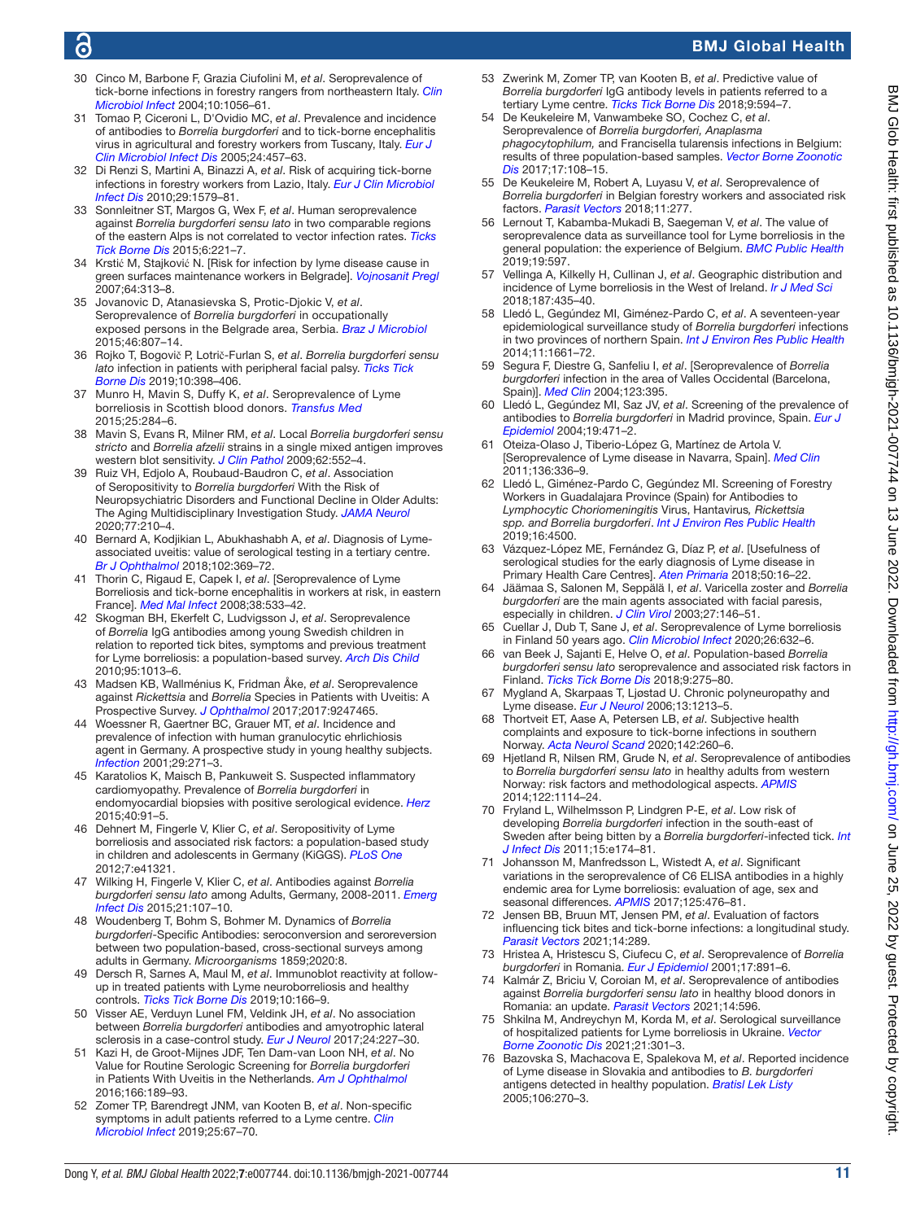30 Cinco M, Barbone F, Grazia Ciufolini M, *et al*. Seroprevalence of tick-borne infections in forestry rangers from northeastern Italy. *Clin Microbiol Infect* 2004;10:1056–61.

31 Tomao P, Ciceroni L, D'Ovidio MC, *et al*. Prevalence and incidence of antibodies to *Borrelia burgdorferi* and to tick-borne encephalitis virus in agricultural and forestry workers from Tuscany, Italy. *Eur J Clin Microbiol Infect Dis* 2005;24:457–63.

32 Di Renzi S, Martini A, Binazzi A, *et al*. Risk of acquiring tick-borne infections in forestry workers from Lazio, Italy. *Eur J Clin Microbiol Infect Dis* 2010;29:1579–81.

33 Sonnleitner ST, Margos G, Wex F, *et al*. Human seroprevalence against *Borrelia burgdorferi sensu lato* in two comparable regions of the eastern Alps is not correlated to vector infection rates. *Ticks Tick Borne Dis* 2015;6:221–7.

34 Krstić M, Stajković N. [Risk for infection by lyme disease cause in green surfaces maintenance workers in Belgrade]. *Vojnosanit Pregl* 2007;64:313–8.

35 Jovanovic D, Atanasievska S, Protic-Djokic V, *et al*. Seroprevalence of *Borrelia burgdorferi* in occupationally exposed persons in the Belgrade area, Serbia. *Braz J Microbiol* 2015;46:807–14.

36 Rojko T, Bogovič P, Lotrič-Furlan S, *et al*. *Borrelia burgdorferi sensu lato* infection in patients with peripheral facial palsy. *Ticks Tick Borne Dis* 2019;10:398–406.

37 Munro H, Mavin S, Duffy K, *et al*. Seroprevalence of Lyme borreliosis in Scottish blood donors. *Transfus Med* 2015;25:284–6.

38 Mavin S, Evans R, Milner RM, *et al*. Local *Borrelia burgdorferi sensu stricto* and *Borrelia afzelii* strains in a single mixed antigen improves western blot sensitivity. *J Clin Pathol* 2009;62:552–4.

39 Ruiz VH, Edjolo A, Roubaud-Baudron C, *et al*. Association of Seropositivity to *Borrelia burgdorferi* With the Risk of Neuropsychiatric Disorders and Functional Decline in Older Adults: The Aging Multidisciplinary Investigation Study. *JAMA Neurol* 2020;77:210–4.

40 Bernard A, Kodjikian L, Abukhashabh A, *et al*. Diagnosis of Lyme-associated uveitis: value of serological testing in a tertiary centre. *Br J Ophthalmol* 2018;102:369–72.

41 Thorin C, Rigaud E, Capek I, *et al*. [Seroprevalence of Lyme Borreliosis and tick-borne encephalitis in workers at risk, in eastern France]. *Med Mal Infect* 2008;38:533–42.

42 Skogman BH, Ekerfelt C, Ludvigsson J, *et al*. Seroprevalence of *Borrelia* IgG antibodies among young Swedish children in relation to reported tick bites, symptoms and previous treatment for Lyme borreliosis: a population-based survey. *Arch Dis Child* 2010;95:1013–6.

43 Madsen KB, Wallménius K, Fridman Åke, *et al*. Seroprevalence against *Rickettsia* and *Borrelia* Species in Patients with Uveitis: A Prospective Survey. *J Ophthalmol* 2017;2017:9247465.

44 Woessner R, Gaertner BC, Grauer MT, *et al*. Incidence and prevalence of infection with human granulocytic ehrlichiosis agent in Germany. A prospective study in young healthy subjects. *Infection* 2001;29:271–3.

45 Karatolios K, Maisch B, Pankuweit S. Suspected inflammatory cardiomyopathy. Prevalence of *Borrelia burgdorferi* in endomyocardial biopsies with positive serological evidence. *Herz* 2015;40:91–5.

46 Dehnert M, Fingerle V, Klier C, *et al*. Seropositivity of Lyme borreliosis and associated risk factors: a population-based study in children and adolescents in Germany (KiGGS). *PLoS One* 2012;7:e41321.

47 Wilking H, Fingerle V, Klier C, *et al*. Antibodies against *Borrelia burgdorferi sensu lato* among Adults, Germany, 2008-2011. *Emerg Infect Dis* 2015;21:107–10.

48 Woudenberg T, Bohm S, Bohmer M. Dynamics of *Borrelia burgdorferi*-Specific Antibodies: seroconversion and seroreversion between two population-based, cross-sectional surveys among adults in Germany. *Microorganisms* 1859;2020:8.

49 Dersch R, Sarnes A, Maul M, *et al*. Immunoblot reactivity at follow-up in treated patients with Lyme neuroborreliosis and healthy controls. *Ticks Tick Borne Dis* 2019;10:166–9.

50 Visser AE, Verduyn Lunel FM, Veldink JH, *et al*. No association between *Borrelia burgdorferi* antibodies and amyotrophic lateral sclerosis in a case-control study. *Eur J Neurol* 2017;24:227–30.

51 Kazi H, de Groot-Mijnes JDF, Ten Dam-van Loon NH, *et al*. No Value for Routine Serologic Screening for *Borrelia burgdorferi* in Patients With Uveitis in the Netherlands. *Am J Ophthalmol* 2016;166:189–93.

52 Zomer TP, Barendregt JNM, van Kooten B, *et al*. Non-specific symptoms in adult patients referred to a Lyme centre. *Clin Microbiol Infect* 2019;25:67–70.

53 Zwerink M, Zomer TP, van Kooten B, *et al*. Predictive value of *Borrelia burgdorferi* IgG antibody levels in patients referred to a tertiary Lyme centre. *Ticks Tick Borne Dis* 2018;9:594–7.

54 De Keukeleire M, Vanwambeke SO, Cochez C, *et al*. Seroprevalence of *Borrelia burgdorferi, Anaplasma phagocytophilum,* and Francisella tularensis infections in Belgium: results of three population-based samples. *Vector Borne Zoonotic Dis* 2017;17:108–15.

55 De Keukeleire M, Robert A, Luyasu V, *et al*. Seroprevalence of *Borrelia burgdorferi* in Belgian forestry workers and associated risk factors. *Parasit Vectors* 2018;11:277.

56 Lernout T, Kabamba-Mukadi B, Saegeman V, *et al*. The value of seroprevalence data as surveillance tool for Lyme borreliosis in the general population: the experience of Belgium. *BMC Public Health* 2019;19:597.

57 Vellinga A, Kilkelly H, Cullinan J, *et al*. Geographic distribution and incidence of Lyme borreliosis in the West of Ireland. *Ir J Med Sci* 2018;187:435–40.

58 Lledó L, Gegúndez MI, Giménez-Pardo C, *et al*. A seventeen-year epidemiological surveillance study of *Borrelia burgdorferi* infections in two provinces of northern Spain. *Int J Environ Res Public Health* 2014;11:1661–72.

59 Segura F, Diestre G, Sanfeliu I, *et al*. [Seroprevalence of *Borrelia burgdorferi* infection in the area of Valles Occidental (Barcelona, Spain)]. *Med Clin* 2004;123:395.

60 Lledó L, Gegúndez MI, Saz JV, *et al*. Screening of the prevalence of antibodies to *Borrelia burgdorferi* in Madrid province, Spain. *Eur J Epidemiol* 2004;19:471–2.

61 Oteiza-Olaso J, Tiberio-López G, Martínez de Artola V. [Seroprevalence of Lyme disease in Navarra, Spain]. *Med Clin* 2011;136:336–9.

62 Lledó L, Giménez-Pardo C, Gegúndez MI. Screening of Forestry Workers in Guadalajara Province (Spain) for Antibodies to *Lymphocytic Choriomeningitis* Virus, Hantavirus*, Rickettsia spp. and Borrelia burgdorferi*. *Int J Environ Res Public Health* 2019;16:4500.

63 Vázquez-López ME, Fernández G, Díaz P, *et al*. [Usefulness of serological studies for the early diagnosis of Lyme disease in Primary Health Care Centres]. *Aten Primaria* 2018;50:16–22.

64 Jäämaa S, Salonen M, Seppälä I, *et al*. Varicella zoster and *Borrelia burgdorferi* are the main agents associated with facial paresis, especially in children. *J Clin Virol* 2003;27:146–51.

65 Cuellar J, Dub T, Sane J, *et al*. Seroprevalence of Lyme borreliosis in Finland 50 years ago. *Clin Microbiol Infect* 2020;26:632–6.

66 van Beek J, Sajanti E, Helve O, *et al*. Population-based *Borrelia burgdorferi sensu lato* seroprevalence and associated risk factors in Finland. *Ticks Tick Borne Dis* 2018;9:275–80.

67 Mygland A, Skarpaas T, Ljøstad U. Chronic polyneuropathy and Lyme disease. *Eur J Neurol* 2006;13:1213–5.

68 Thortveit ET, Aase A, Petersen LB, *et al*. Subjective health complaints and exposure to tick-borne infections in southern Norway. *Acta Neurol Scand* 2020;142:260–6.

69 Hjetland R, Nilsen RM, Grude N, *et al*. Seroprevalence of antibodies to *Borrelia burgdorferi sensu lato* in healthy adults from western Norway: risk factors and methodological aspects. *APMIS* 2014;122:1114–24.

70 Fryland L, Wilhelmsson P, Lindgren P-E, *et al*. Low risk of developing *Borrelia burgdorferi* infection in the south-east of Sweden after being bitten by a *Borrelia burgdorferi*-infected tick. *Int J Infect Dis* 2011;15:e174–81.

71 Johansson M, Manfredsson L, Wistedt A, *et al*. Significant variations in the seroprevalence of C6 ELISA antibodies in a highly endemic area for Lyme borreliosis: evaluation of age, sex and seasonal differences. *APMIS* 2017;125:476–81.

72 Jensen BB, Bruun MT, Jensen PM, *et al*. Evaluation of factors influencing tick bites and tick-borne infections: a longitudinal study. *Parasit Vectors* 2021;14:289.

73 Hristea A, Hristescu S, Ciufecu C, *et al*. Seroprevalence of *Borrelia burgdorferi* in Romania. *Eur J Epidemiol* 2001;17:891–6.

74 Kalmár Z, Briciu V, Coroian M, *et al*. Seroprevalence of antibodies against *Borrelia burgdorferi sensu lato* in healthy blood donors in Romania: an update. *Parasit Vectors* 2021;14:596.

75 Shkilna M, Andreychyn M, Korda M, *et al*. Serological surveillance of hospitalized patients for Lyme borreliosis in Ukraine. *Vector Borne Zoonotic Dis* 2021;21:301–3.

76 Bazovska S, Machacova E, Spalekova M, *et al*. Reported incidence of Lyme disease in Slovakia and antibodies to *B. burgdorferi* antigens detected in healthy population. *Bratisl Lek Listy* 2005;106:270–3.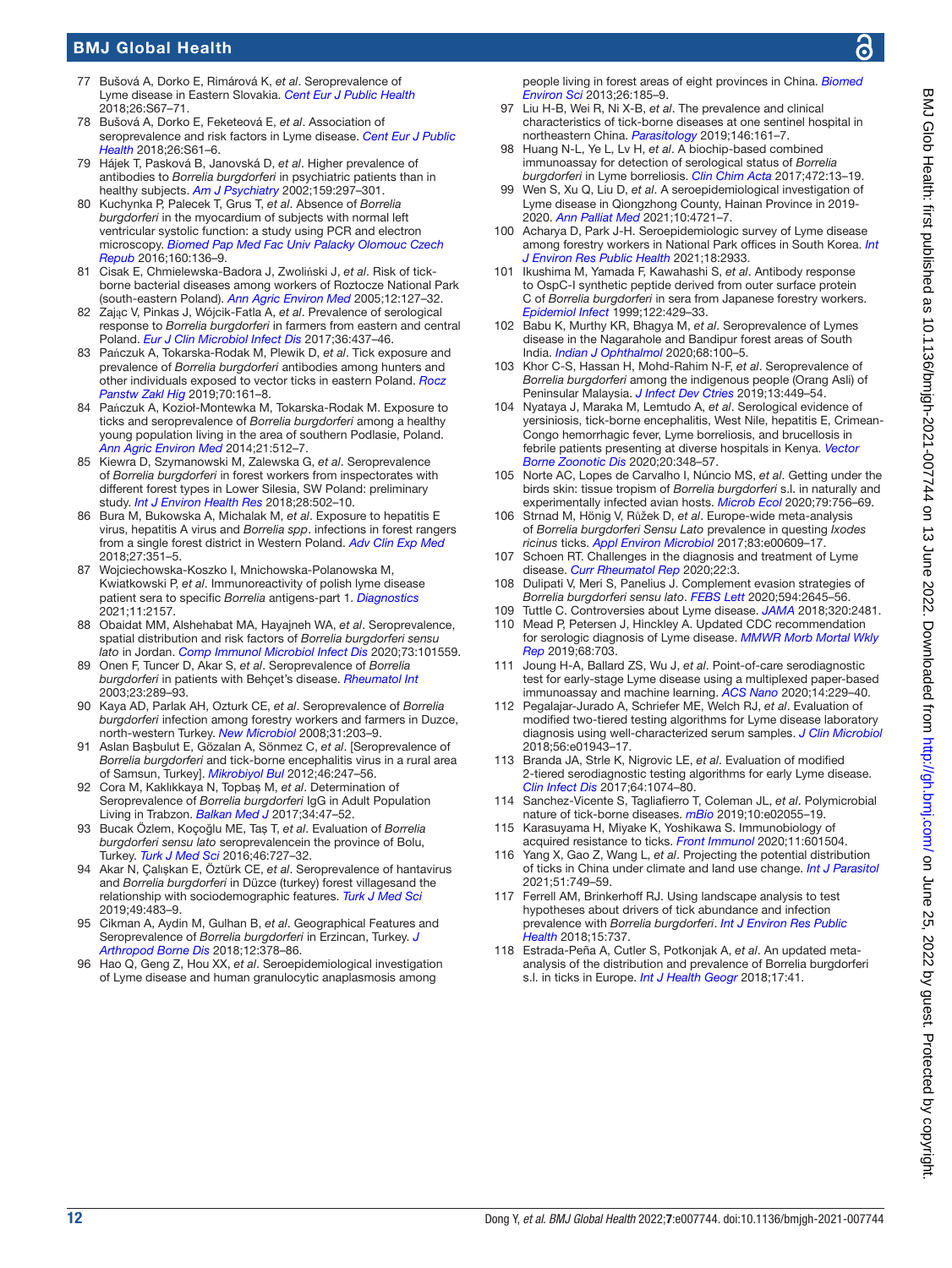77 Bušová A, Dorko E, Rimárová K, *et al*. Seroprevalence of Lyme disease in Eastern Slovakia. *Cent Eur J Public Health* 2018;26:S67–71.
78 Bušová A, Dorko E, Feketeová E, *et al*. Association of seroprevalence and risk factors in Lyme disease. *Cent Eur J Public Health* 2018;26:S61–6.
79 Hájek T, Pasková B, Janovská D, *et al*. Higher prevalence of antibodies to *Borrelia burgdorferi* in psychiatric patients than in healthy subjects. *Am J Psychiatry* 2002;159:297–301.
80 Kuchynka P, Palecek T, Grus T, *et al*. Absence of *Borrelia burgdorferi* in the myocardium of subjects with normal left ventricular systolic function: a study using PCR and electron microscopy. *Biomed Pap Med Fac Univ Palacky Olomouc Czech Repub* 2016;160:136–9.
81 Cisak E, Chmielewska-Badora J, Zwoliński J, *et al*. Risk of tick-borne bacterial diseases among workers of Roztocze National Park (south-eastern Poland). *Ann Agric Environ Med* 2005;12:127–32.
82 Zając V, Pinkas J, Wójcik-Fatla A, *et al*. Prevalence of serological response to *Borrelia burgdorferi* in farmers from eastern and central Poland. *Eur J Clin Microbiol Infect Dis* 2017;36:437–46.
83 Pańczuk A, Tokarska-Rodak M, Plewik D, *et al*. Tick exposure and prevalence of *Borrelia burgdorferi* antibodies among hunters and other individuals exposed to vector ticks in eastern Poland. *Rocz Panstw Zakl Hig* 2019;70:161–8.
84 Pańczuk A, Kozioł-Montewka M, Tokarska-Rodak M. Exposure to ticks and seroprevalence of *Borrelia burgdorferi* among a healthy young population living in the area of southern Podlasie, Poland. *Ann Agric Environ Med* 2014;21:512–7.
85 Kiewra D, Szymanowski M, Zalewska G, *et al*. Seroprevalence of *Borrelia burgdorferi* in forest workers from inspectorates with different forest types in Lower Silesia, SW Poland: preliminary study. *Int J Environ Health Res* 2018;28:502–10.
86 Bura M, Bukowska A, Michalak M, *et al*. Exposure to hepatitis E virus, hepatitis A virus and *Borrelia spp*. infections in forest rangers from a single forest district in Western Poland. *Adv Clin Exp Med* 2018;27:351–5.
87 Wojciechowska-Koszko I, Mnichowska-Polanowska M, Kwiatkowski P, *et al*. Immunoreactivity of polish lyme disease patient sera to specific *Borrelia* antigens-part 1. *Diagnostics* 2021;11:2157.
88 Obaidat MM, Alshehabat MA, Hayajneh WA, *et al*. Seroprevalence, spatial distribution and risk factors of *Borrelia burgdorferi sensu lato* in Jordan. *Comp Immunol Microbiol Infect Dis* 2020;73:101559.
89 Onen F, Tuncer D, Akar S, *et al*. Seroprevalence of *Borrelia burgdorferi* in patients with Behçet's disease. *Rheumatol Int* 2003;23:289–93.
90 Kaya AD, Parlak AH, Ozturk CE, *et al*. Seroprevalence of *Borrelia burgdorferi* infection among forestry workers and farmers in Duzce, north-western Turkey. *New Microbiol* 2008;31:203–9.
91 Aslan Başbulut E, Gözalan A, Sönmez C, *et al*. [Seroprevalence of *Borrelia burgdorferi* and tick-borne encephalitis virus in a rural area of Samsun, Turkey]. *Mikrobiyol Bul* 2012;46:247–56.
92 Cora M, Kaklıkkaya N, Topbaş M, *et al*. Determination of Seroprevalence of *Borrelia burgdorferi* IgG in Adult Population Living in Trabzon. *Balkan Med J* 2017;34:47–52.
93 Bucak Özlem, Koçoğlu ME, Taş T, *et al*. Evaluation of *Borrelia burgdorferi sensu lato* seroprevalencein the province of Bolu, Turkey. *Turk J Med Sci* 2016;46:727–32.
94 Akar N, Çalışkan E, Öztürk CE, *et al*. Seroprevalence of hantavirus and *Borrelia burgdorferi* in Düzce (turkey) forest villagesand the relationship with sociodemographic features. *Turk J Med Sci* 2019;49:483–9.
95 Cikman A, Aydin M, Gulhan B, *et al*. Geographical Features and Seroprevalence of *Borrelia burgdorferi* in Erzincan, Turkey. *J Arthropod Borne Dis* 2018;12:378–86.
96 Hao Q, Geng Z, Hou XX, *et al*. Seroepidemiological investigation of Lyme disease and human granulocytic anaplasmosis among people living in forest areas of eight provinces in China. *Biomed Environ Sci* 2013;26:185–9.
97 Liu H-B, Wei R, Ni X-B, *et al*. The prevalence and clinical characteristics of tick-borne diseases at one sentinel hospital in northeastern China. *Parasitology* 2019;146:161–7.
98 Huang N-L, Ye L, Lv H, *et al*. A biochip-based combined immunoassay for detection of serological status of *Borrelia burgdorferi* in Lyme borreliosis. *Clin Chim Acta* 2017;472:13–19.
99 Wen S, Xu Q, Liu D, *et al*. A seroepidemiological investigation of Lyme disease in Qiongzhong County, Hainan Province in 2019-2020. *Ann Palliat Med* 2021;10:4721–7.
100 Acharya D, Park J-H. Seroepidemiologic survey of Lyme disease among forestry workers in National Park offices in South Korea. *Int J Environ Res Public Health* 2021;18:2933.
101 Ikushima M, Yamada F, Kawahashi S, *et al*. Antibody response to OspC-I synthetic peptide derived from outer surface protein C of *Borrelia burgdorferi* in sera from Japanese forestry workers. *Epidemiol Infect* 1999;122:429–33.
102 Babu K, Murthy KR, Bhagya M, *et al*. Seroprevalence of Lymes disease in the Nagarahole and Bandipur forest areas of South India. *Indian J Ophthalmol* 2020;68:100–5.
103 Khor C-S, Hassan H, Mohd-Rahim N-F, *et al*. Seroprevalence of *Borrelia burgdorferi* among the indigenous people (Orang Asli) of Peninsular Malaysia. *J Infect Dev Ctries* 2019;13:449–54.
104 Nyataya J, Maraka M, Lemtudo A, *et al*. Serological evidence of yersiniosis, tick-borne encephalitis, West Nile, hepatitis E, Crimean-Congo hemorrhagic fever, Lyme borreliosis, and brucellosis in febrile patients presenting at diverse hospitals in Kenya. *Vector Borne Zoonotic Dis* 2020;20:348–57.
105 Norte AC, Lopes de Carvalho I, Núncio MS, *et al*. Getting under the birds skin: tissue tropism of *Borrelia burgdorferi* s.l. in naturally and experimentally infected avian hosts. *Microb Ecol* 2020;79:756–69.
106 Strnad M, Hönig V, Růžek D, *et al*. Europe-wide meta-analysis of *Borrelia burgdorferi Sensu Lato* prevalence in questing *Ixodes ricinus* ticks. *Appl Environ Microbiol* 2017;83:e00609–17.
107 Schoen RT. Challenges in the diagnosis and treatment of Lyme disease. *Curr Rheumatol Rep* 2020;22:3.
108 Dulipati V, Meri S, Panelius J. Complement evasion strategies of *Borrelia burgdorferi sensu lato*. *FEBS Lett* 2020;594:2645–56.
109 Tuttle C. Controversies about Lyme disease. *JAMA* 2018;320:2481.
110 Mead P, Petersen J, Hinckley A. Updated CDC recommendation for serologic diagnosis of Lyme disease. *MMWR Morb Mortal Wkly Rep* 2019;68:703.
111 Joung H-A, Ballard ZS, Wu J, *et al*. Point-of-care serodiagnostic test for early-stage Lyme disease using a multiplexed paper-based immunoassay and machine learning. *ACS Nano* 2020;14:229–40.
112 Pegalajar-Jurado A, Schriefer ME, Welch RJ, *et al*. Evaluation of modified two-tiered testing algorithms for Lyme disease laboratory diagnosis using well-characterized serum samples. *J Clin Microbiol* 2018;56:e01943–17.
113 Branda JA, Strle K, Nigrovic LE, *et al*. Evaluation of modified 2-tiered serodiagnostic testing algorithms for early Lyme disease. *Clin Infect Dis* 2017;64:1074–80.
114 Sanchez-Vicente S, Tagliafierro T, Coleman JL, *et al*. Polymicrobial nature of tick-borne diseases. *mBio* 2019;10:e02055–19.
115 Karasuyama H, Miyake K, Yoshikawa S. Immunobiology of acquired resistance to ticks. *Front Immunol* 2020;11:601504.
116 Yang X, Gao Z, Wang L, *et al*. Projecting the potential distribution of ticks in China under climate and land use change. *Int J Parasitol* 2021;51:749–59.
117 Ferrell AM, Brinkerhoff RJ. Using landscape analysis to test hypotheses about drivers of tick abundance and infection prevalence with *Borrelia burgdorferi*. *Int J Environ Res Public Health* 2018;15:737.
118 Estrada-Peña A, Cutler S, Potkonjak A, *et al*. An updated meta-analysis of the distribution and prevalence of Borrelia burgdorferi s.l. in ticks in Europe. *Int J Health Geogr* 2018;17:41.